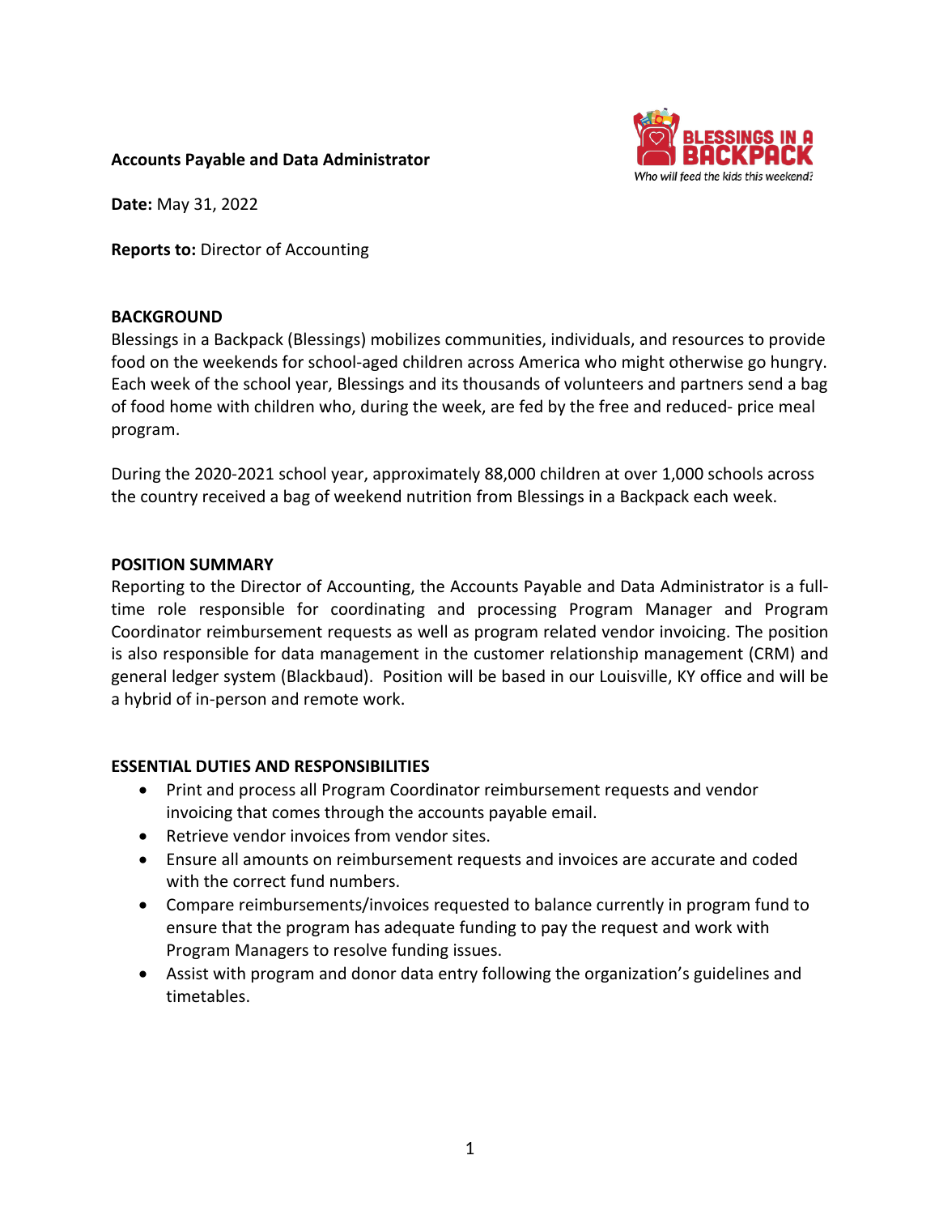**Accounts Payable and Data Administrator**

**Date:** May 31, 2022

**Reports to:** Director of Accounting

## BACKGROUND

Blessings in a Backpack (Blessings) mobilizes communities, individuals, and resources to provide food on the weekends for school-aged children across America who might otherwise go hungry. Each week of the school year, Blessings and its thousands of volunteers and partners send a bag of food home with children who, during the week, are fed by the free and reduced- price meal program.

During the 2020-2021 school year, approximately 88,000 children at over 1,000 schools across the country received a bag of weekend nutrition from Blessings in a Backpack each week.

## POSITION SUMMARY

Reporting to the Director of Accounting, the Accounts Payable and Data Administrator is a full-time role responsible for coordinating and processing Program Manager and Program Coordinator reimbursement requests as well as program related vendor invoicing. The position is also responsible for data management in the customer relationship management (CRM) and general ledger system (Blackbaud). Position will be based in our Louisville, KY office and will be a hybrid of in-person and remote work.

## ESSENTIAL DUTIES AND RESPONSIBILITIES

- Print and process all Program Coordinator reimbursement requests and vendor invoicing that comes through the accounts payable email.
- Retrieve vendor invoices from vendor sites.
- Ensure all amounts on reimbursement requests and invoices are accurate and coded with the correct fund numbers.
- Compare reimbursements/invoices requested to balance currently in program fund to ensure that the program has adequate funding to pay the request and work with Program Managers to resolve funding issues.
- Assist with program and donor data entry following the organization's guidelines and timetables.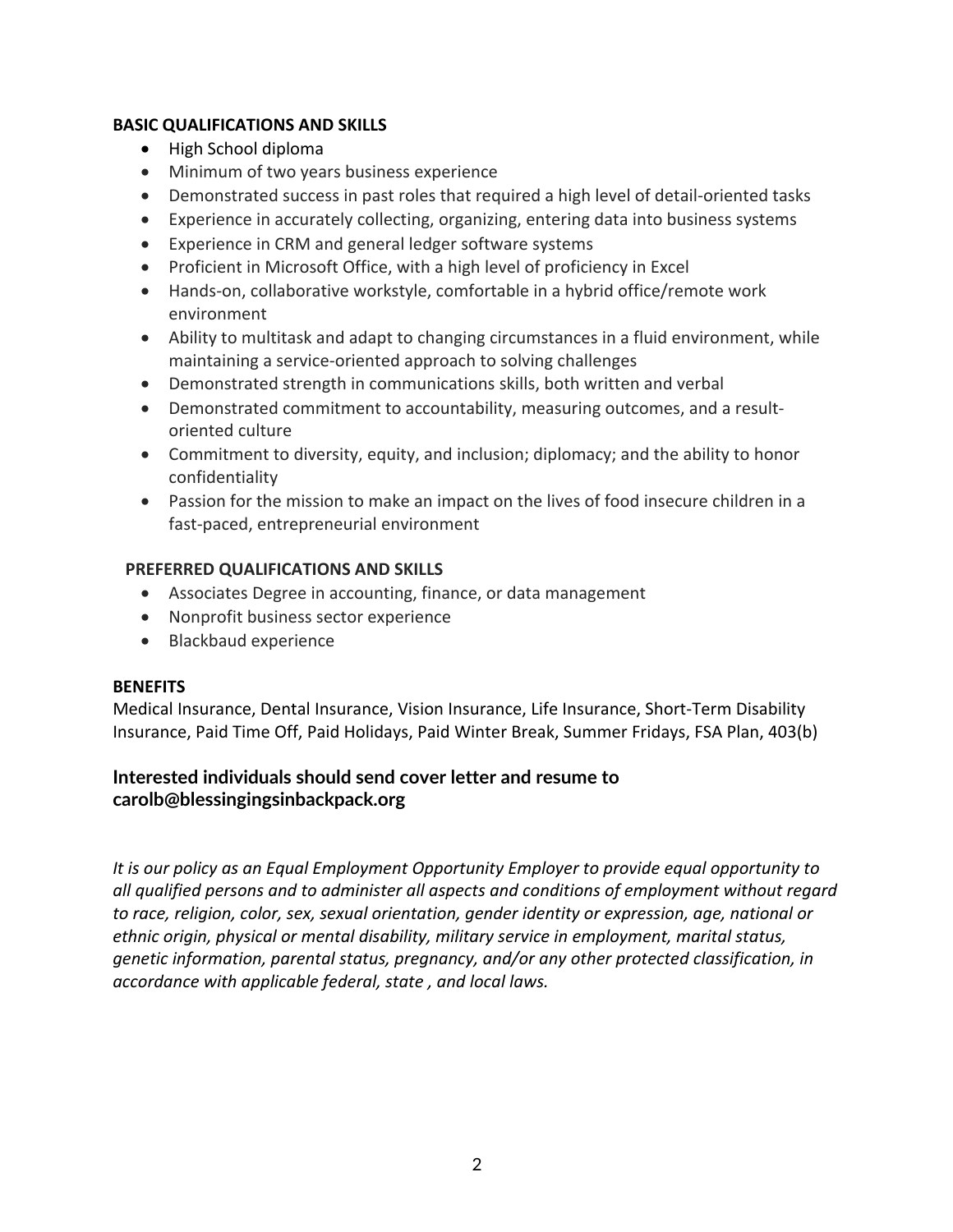**BASIC QUALIFICATIONS AND SKILLS**

- High School diploma
- Minimum of two years business experience
- Demonstrated success in past roles that required a high level of detail-oriented tasks
- Experience in accurately collecting, organizing, entering data into business systems
- Experience in CRM and general ledger software systems
- Proficient in Microsoft Office, with a high level of proficiency in Excel
- Hands-on, collaborative workstyle, comfortable in a hybrid office/remote work environment
- Ability to multitask and adapt to changing circumstances in a fluid environment, while maintaining a service-oriented approach to solving challenges
- Demonstrated strength in communications skills, both written and verbal
- Demonstrated commitment to accountability, measuring outcomes, and a result-oriented culture
- Commitment to diversity, equity, and inclusion; diplomacy; and the ability to honor confidentiality
- Passion for the mission to make an impact on the lives of food insecure children in a fast-paced, entrepreneurial environment

**PREFERRED QUALIFICATIONS AND SKILLS**

- Associates Degree in accounting, finance, or data management
- Nonprofit business sector experience
- Blackbaud experience

**BENEFITS**

Medical Insurance, Dental Insurance, Vision Insurance, Life Insurance, Short-Term Disability Insurance, Paid Time Off, Paid Holidays, Paid Winter Break, Summer Fridays, FSA Plan, 403(b)

**Interested individuals should send cover letter and resume to carolb@blessingingsinbackpack.org**

*It is our policy as an Equal Employment Opportunity Employer to provide equal opportunity to all qualified persons and to administer all aspects and conditions of employment without regard to race, religion, color, sex, sexual orientation, gender identity or expression, age, national or ethnic origin, physical or mental disability, military service in employment, marital status, genetic information, parental status, pregnancy, and/or any other protected classification, in accordance with applicable federal, state , and local laws.*